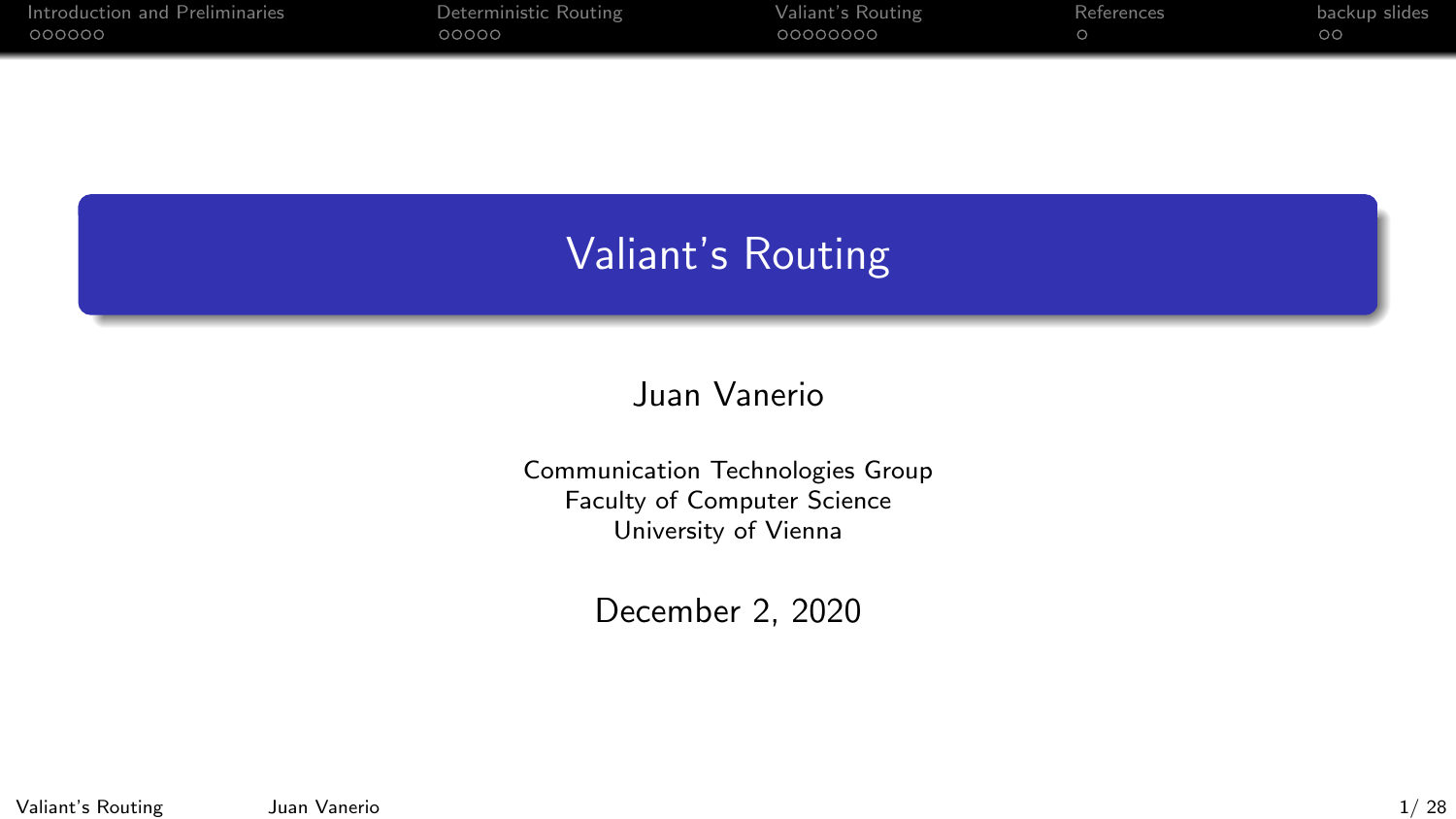# Valiant's Routing

Juan Vanerio

Communication Technologies Group
Faculty of Computer Science
University of Vienna

December 2, 2020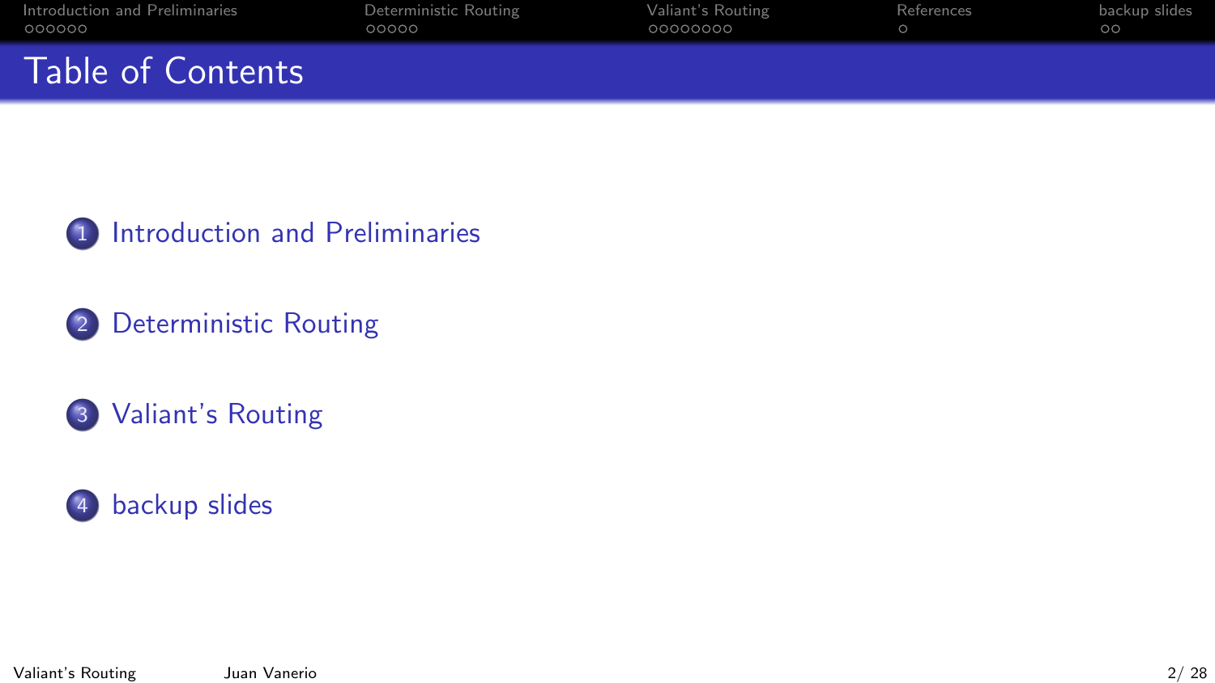# Table of Contents

1. Introduction and Preliminaries
2. Deterministic Routing
3. Valiant's Routing
4. backup slides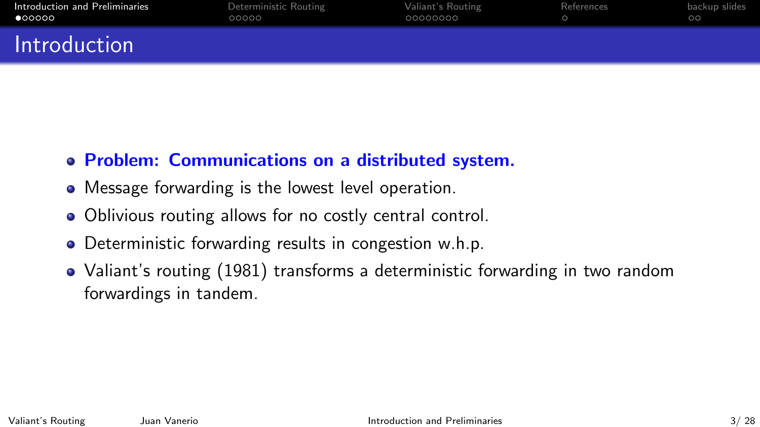# Introduction

- **Problem: Communications on a distributed system.**
- Message forwarding is the lowest level operation.
- Oblivious routing allows for no costly central control.
- Deterministic forwarding results in congestion w.h.p.
- Valiant's routing (1981) transforms a deterministic forwarding in two random forwardings in tandem.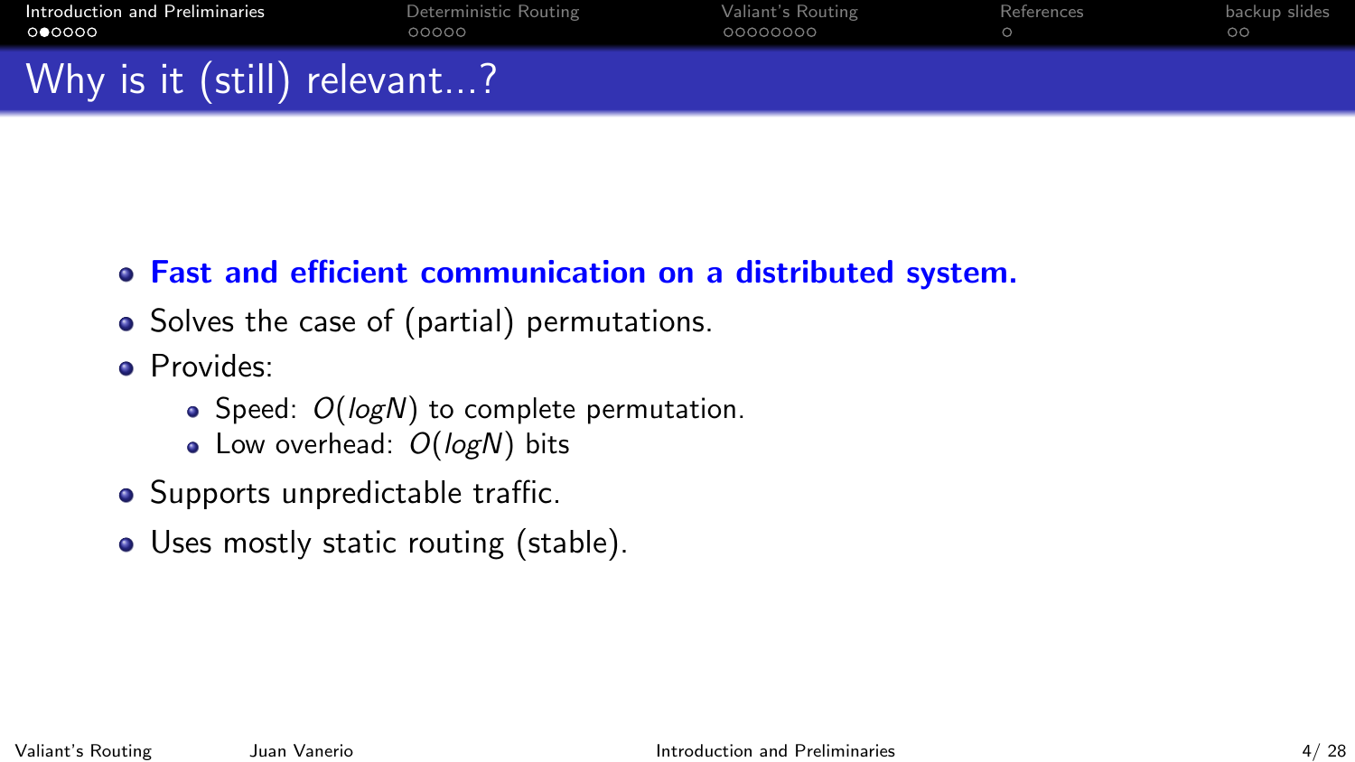# Why is it (still) relevant...?

- **Fast and efficient communication on a distributed system.**
- Solves the case of (partial) permutations.
- Provides:
  - Speed: $O(logN)$ to complete permutation.
  - Low overhead: $O(logN)$ bits
- Supports unpredictable traffic.
- Uses mostly static routing (stable).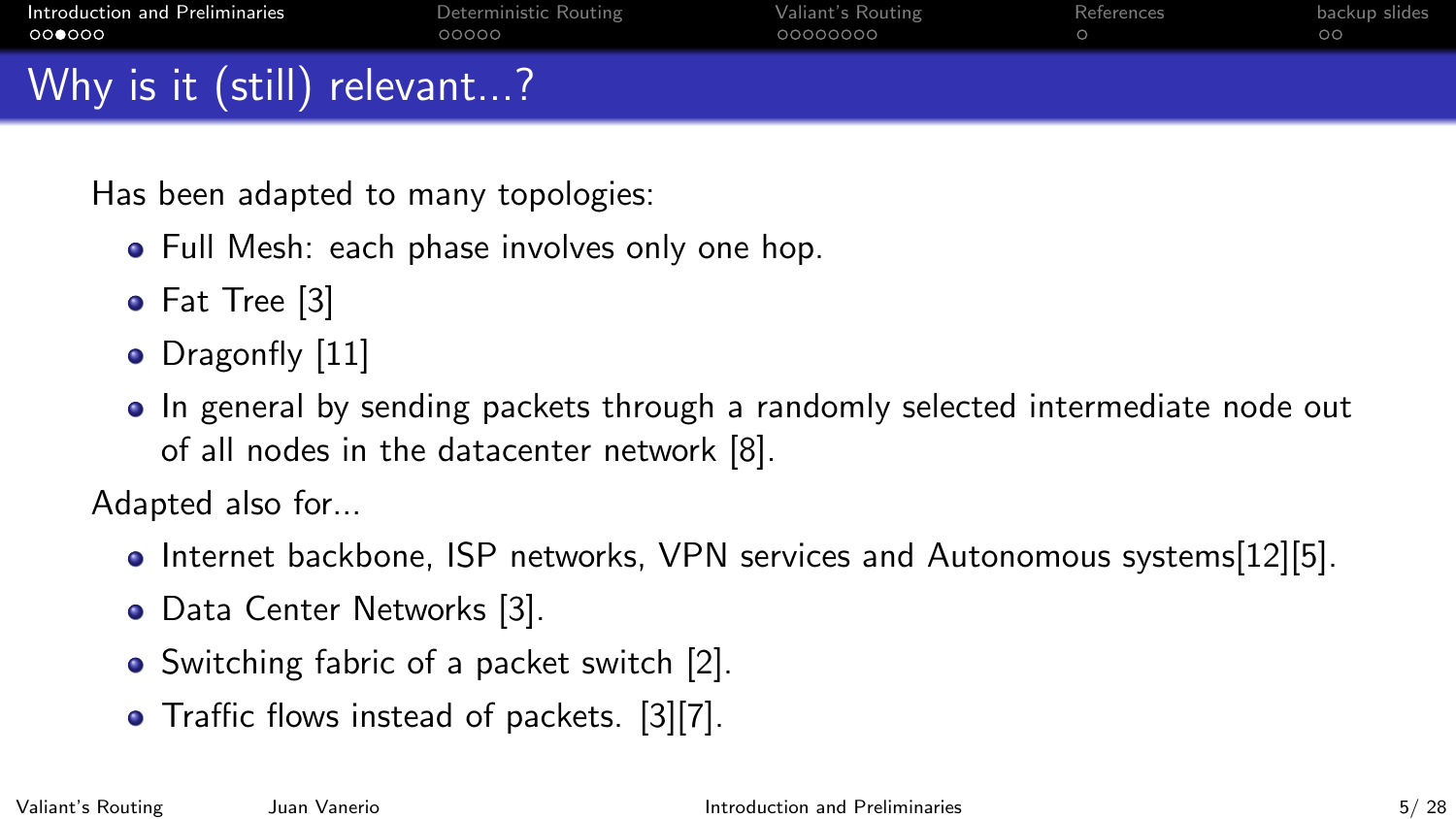# Why is it (still) relevant...?

Has been adapted to many topologies:

- Full Mesh: each phase involves only one hop.
- Fat Tree [3]
- Dragonfly [11]
- In general by sending packets through a randomly selected intermediate node out of all nodes in the datacenter network [8].

Adapted also for...

- Internet backbone, ISP networks, VPN services and Autonomous systems[12][5].
- Data Center Networks [3].
- Switching fabric of a packet switch [2].
- Traffic flows instead of packets. [3][7].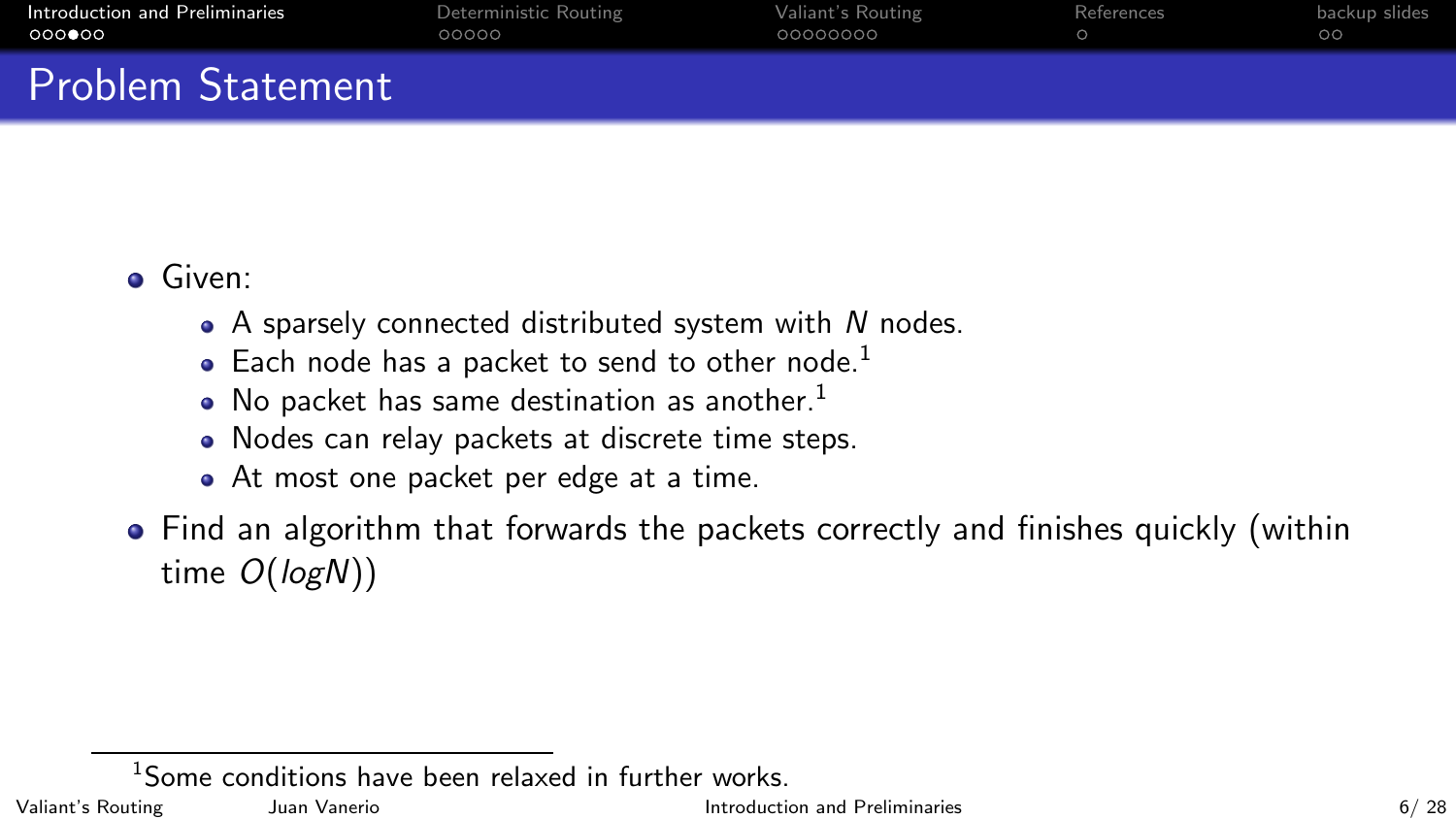# Problem Statement

- Given:
  - A sparsely connected distributed system with $N$ nodes.
  - Each node has a packet to send to other node.[1]
  - No packet has same destination as another.[1]
  - Nodes can relay packets at discrete time steps.
  - At most one packet per edge at a time.
- Find an algorithm that forwards the packets correctly and finishes quickly (within time $O(logN)$)

[1] Some conditions have been relaxed in further works.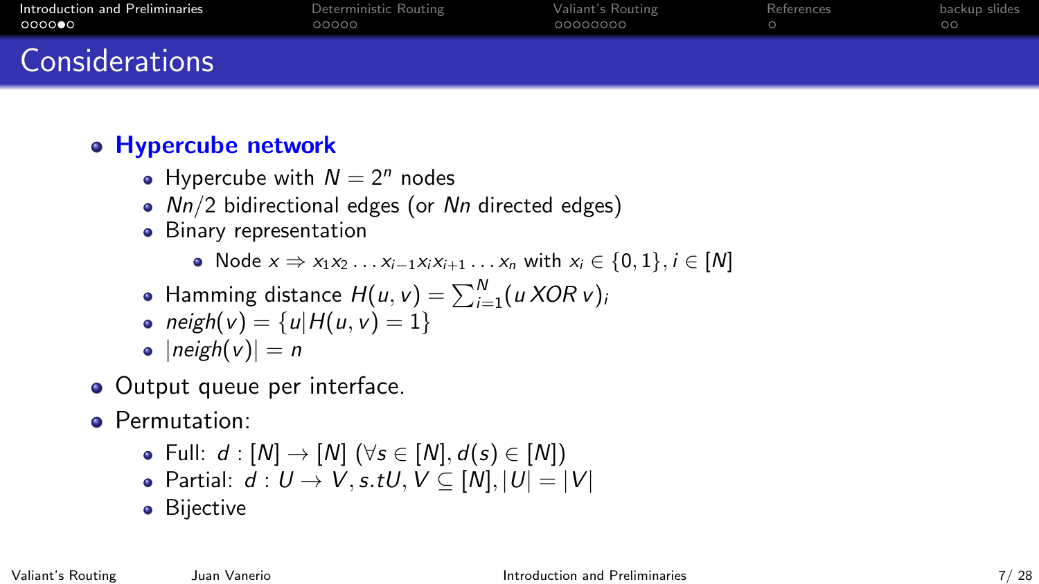# Considerations

- **Hypercube network**
  - Hypercube with $N = 2^n$ nodes
  - $Nn/2$ bidirectional edges (or $Nn$ directed edges)
  - Binary representation
    - Node $x \Rightarrow x_1 x_2 \ldots x_{i-1} x_i x_{i+1} \ldots x_n$ with $x_i \in \{0, 1\}, i \in [N]$
  - Hamming distance $H(u, v) = \sum_{i=1}^{N} (u\, XOR\, v)_i$
  - $neigh(v) = \{u | H(u, v) = 1\}$
  - $|neigh(v)| = n$
- Output queue per interface.
- Permutation:
  - Full: $d : [N] \rightarrow [N]$ $(\forall s \in [N], d(s) \in [N])$
  - Partial: $d : U \rightarrow V, s.t U, V \subseteq [N], |U| = |V|$
  - Bijective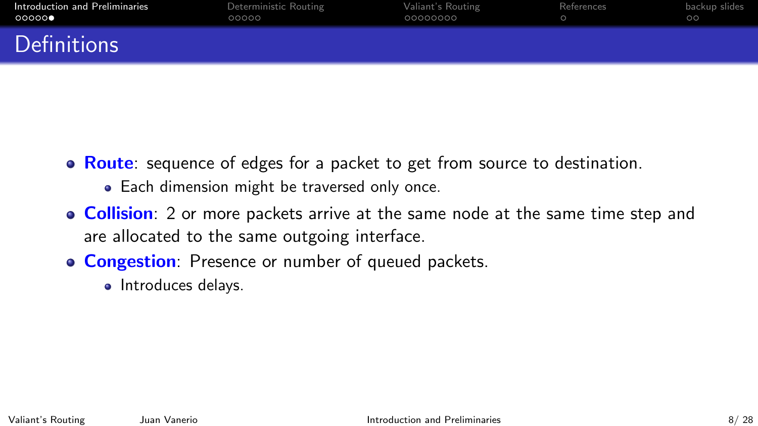# Definitions

- **Route**: sequence of edges for a packet to get from source to destination.
  - Each dimension might be traversed only once.
- **Collision**: 2 or more packets arrive at the same node at the same time step and are allocated to the same outgoing interface.
- **Congestion**: Presence or number of queued packets.
  - Introduces delays.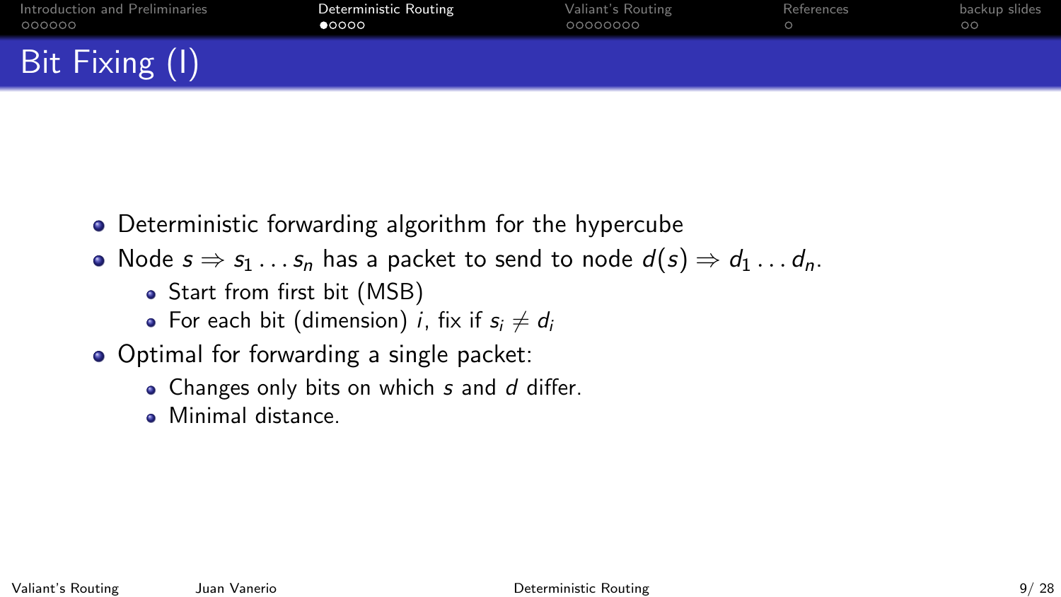# Bit Fixing (I)

- Deterministic forwarding algorithm for the hypercube
- Node $s \Rightarrow s_1 \dots s_n$ has a packet to send to node $d(s) \Rightarrow d_1 \dots d_n$.
  - Start from first bit (MSB)
  - For each bit (dimension) $i$, fix if $s_i \neq d_i$
- Optimal for forwarding a single packet:
  - Changes only bits on which $s$ and $d$ differ.
  - Minimal distance.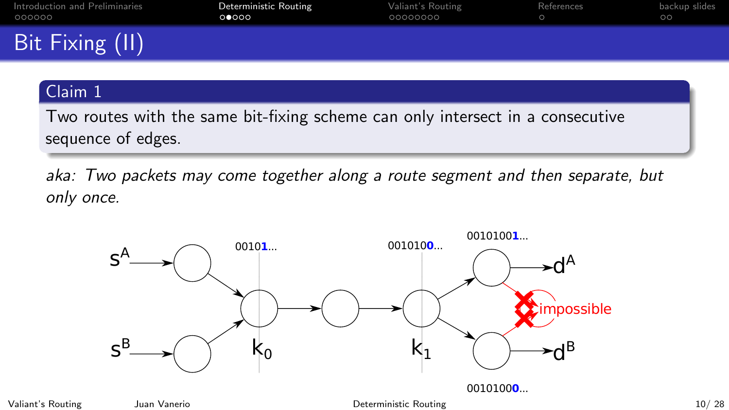# Bit Fixing (II)

**Claim 1**

Two routes with the same bit-fixing scheme can only intersect in a consecutive sequence of edges.

*aka: Two packets may come together along a route segment and then separate, but only once.*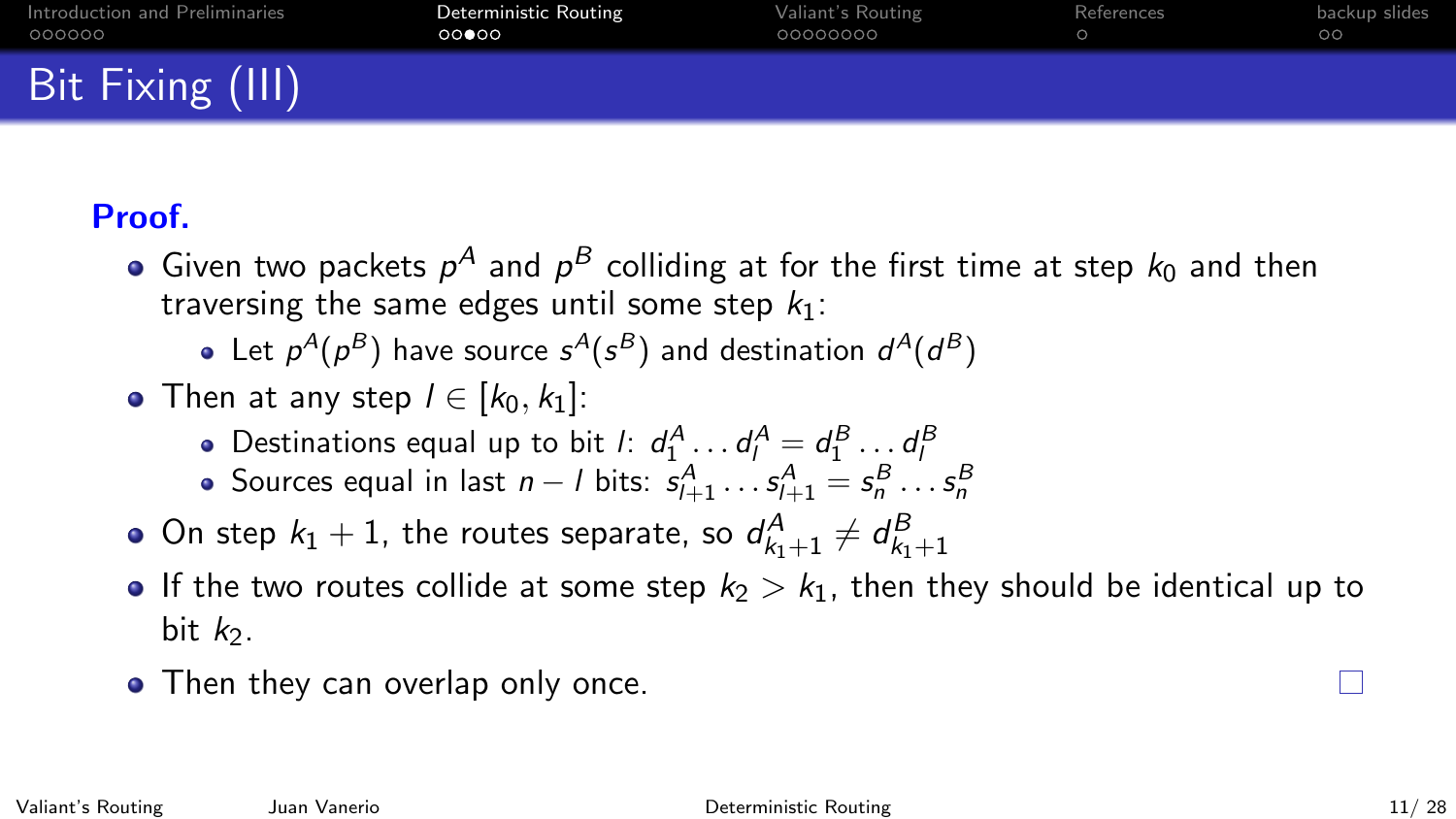# Bit Fixing (III)

**Proof.**

- Given two packets $p^A$ and $p^B$ colliding at for the first time at step $k_0$ and then traversing the same edges until some step $k_1$:
  - Let $p^A(p^B)$ have source $s^A(s^B)$ and destination $d^A(d^B)$
- Then at any step $l \in [k_0, k_1]$:
  - Destinations equal up to bit $l$: $d_1^A \dots d_l^A = d_1^B \dots d_l^B$
  - Sources equal in last $n - l$ bits: $s_{l+1}^A \dots s_{l+1}^A = s_n^B \dots s_n^B$
- On step $k_1 + 1$, the routes separate, so $d_{k_1+1}^A \neq d_{k_1+1}^B$
- If the two routes collide at some step $k_2 > k_1$, then they should be identical up to bit $k_2$.
- Then they can overlap only once.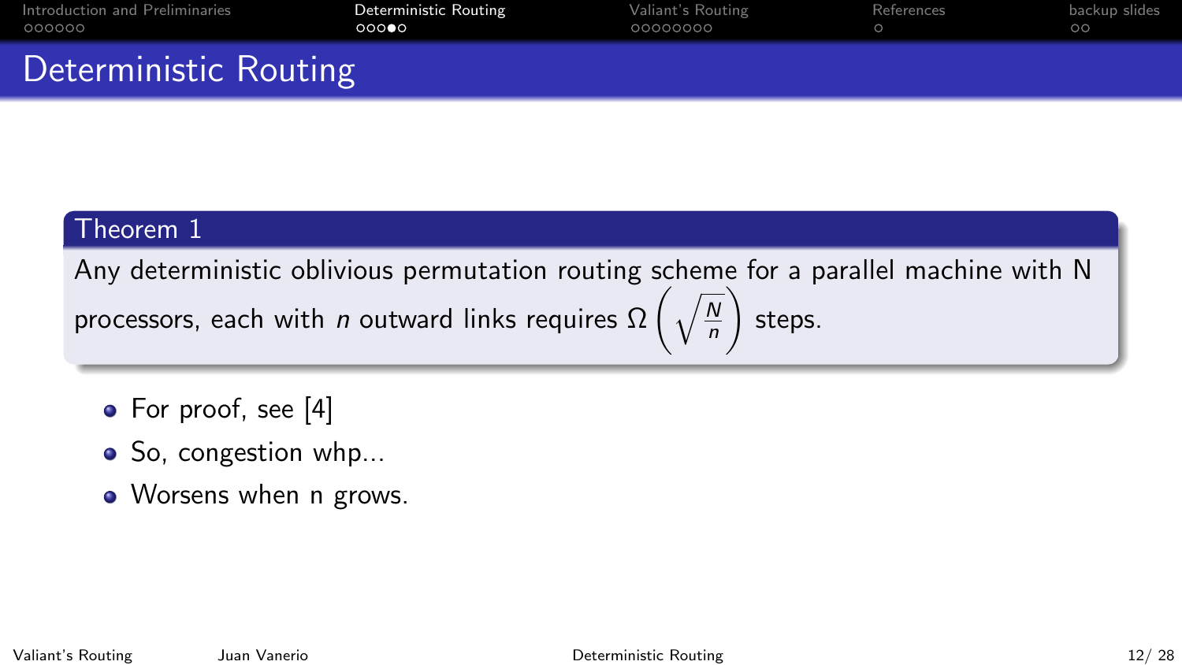# Deterministic Routing

**Theorem 1**

Any deterministic oblivious permutation routing scheme for a parallel machine with N processors, each with $n$ outward links requires $\Omega\left(\sqrt{\frac{N}{n}}\right)$ steps.

- For proof, see [4]
- So, congestion whp...
- Worsens when n grows.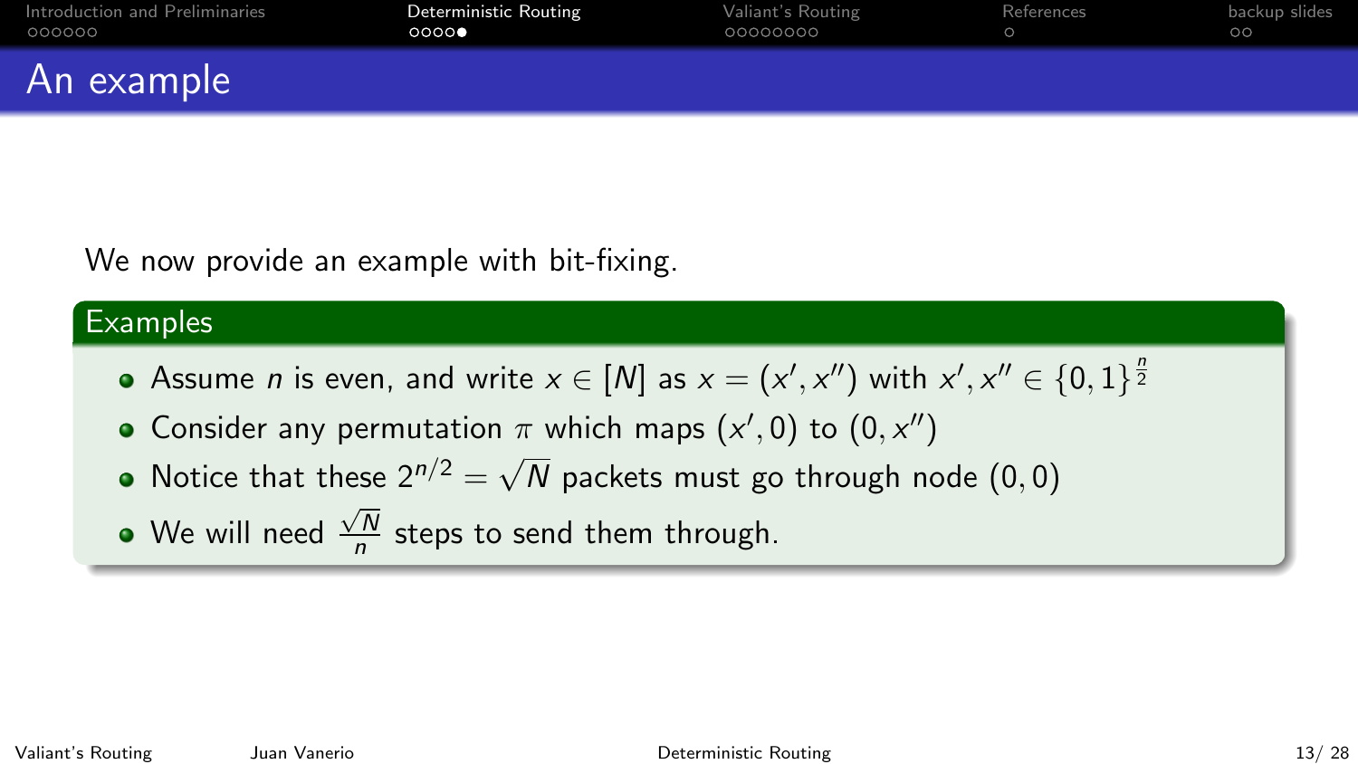# An example

We now provide an example with bit-fixing.

### Examples

- Assume $n$ is even, and write $x \in [N]$ as $x = (x', x'')$ with $x', x'' \in \{0, 1\}^{\frac{n}{2}}$
- Consider any permutation $\pi$ which maps $(x', 0)$ to $(0, x'')$
- Notice that these $2^{n/2} = \sqrt{N}$ packets must go through node $(0, 0)$
- We will need $\frac{\sqrt{N}}{n}$ steps to send them through.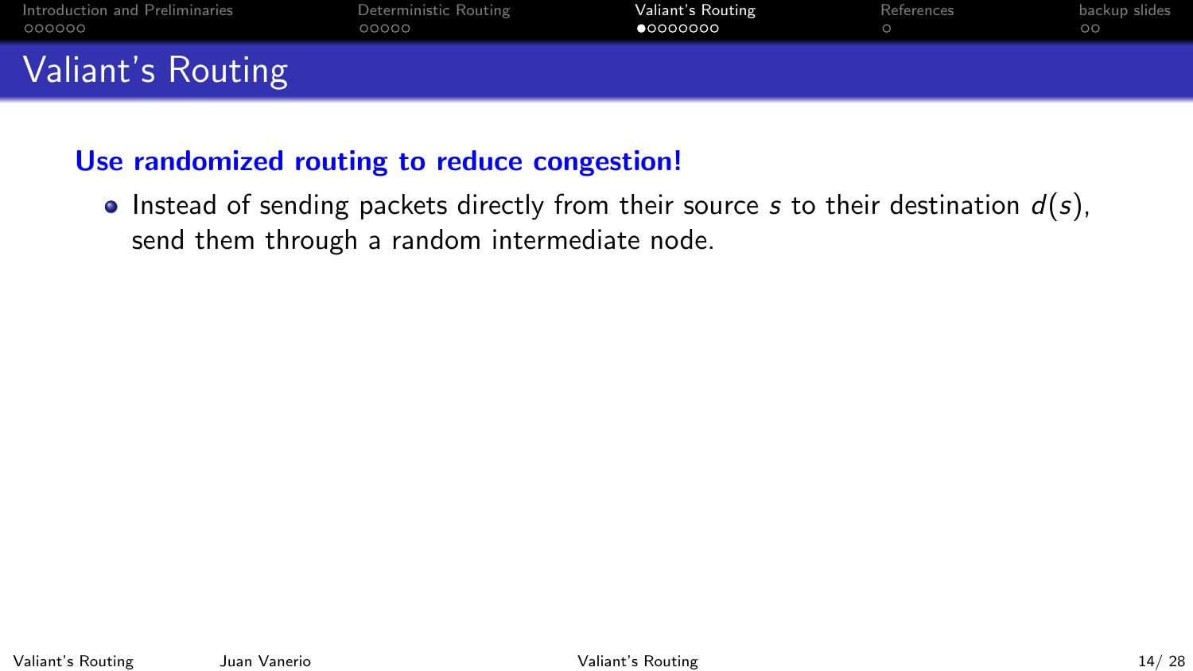# Valiant's Routing

**Use randomized routing to reduce congestion!**

- Instead of sending packets directly from their source $s$ to their destination $d(s)$, send them through a random intermediate node.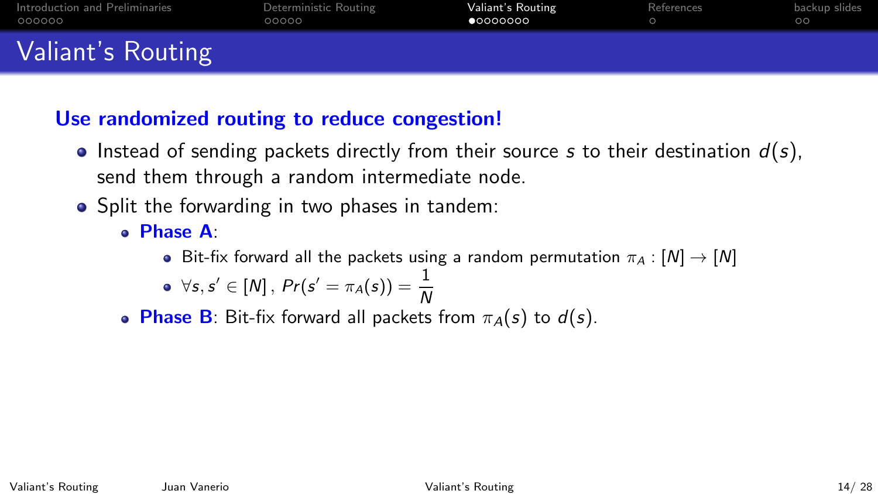# Valiant's Routing

**Use randomized routing to reduce congestion!**

- Instead of sending packets directly from their source $s$ to their destination $d(s)$, send them through a random intermediate node.
- Split the forwarding in two phases in tandem:
  - **Phase A**:
    - Bit-fix forward all the packets using a random permutation $\pi_A : [N] \rightarrow [N]$
    - $\forall s, s' \in [N]\,,\; Pr(s' = \pi_A(s)) = \dfrac{1}{N}$
  - **Phase B**: Bit-fix forward all packets from $\pi_A(s)$ to $d(s)$.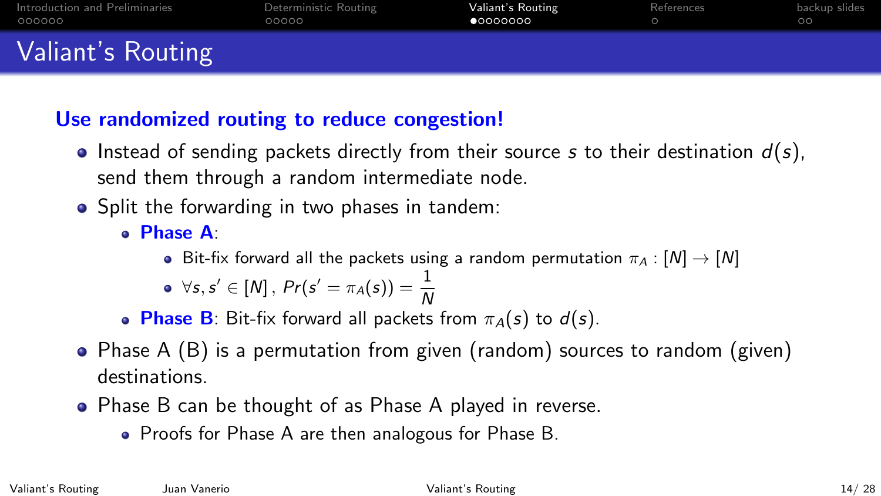# Valiant's Routing

**Use randomized routing to reduce congestion!**

- Instead of sending packets directly from their source $s$ to their destination $d(s)$, send them through a random intermediate node.
- Split the forwarding in two phases in tandem:
  - **Phase A**:
    - Bit-fix forward all the packets using a random permutation $\pi_A : [N] \rightarrow [N]$
    - $\forall s, s' \in [N]\,,\; Pr(s' = \pi_A(s)) = \dfrac{1}{N}$
  - **Phase B**: Bit-fix forward all packets from $\pi_A(s)$ to $d(s)$.
- Phase A (B) is a permutation from given (random) sources to random (given) destinations.
- Phase B can be thought of as Phase A played in reverse.
  - Proofs for Phase A are then analogous for Phase B.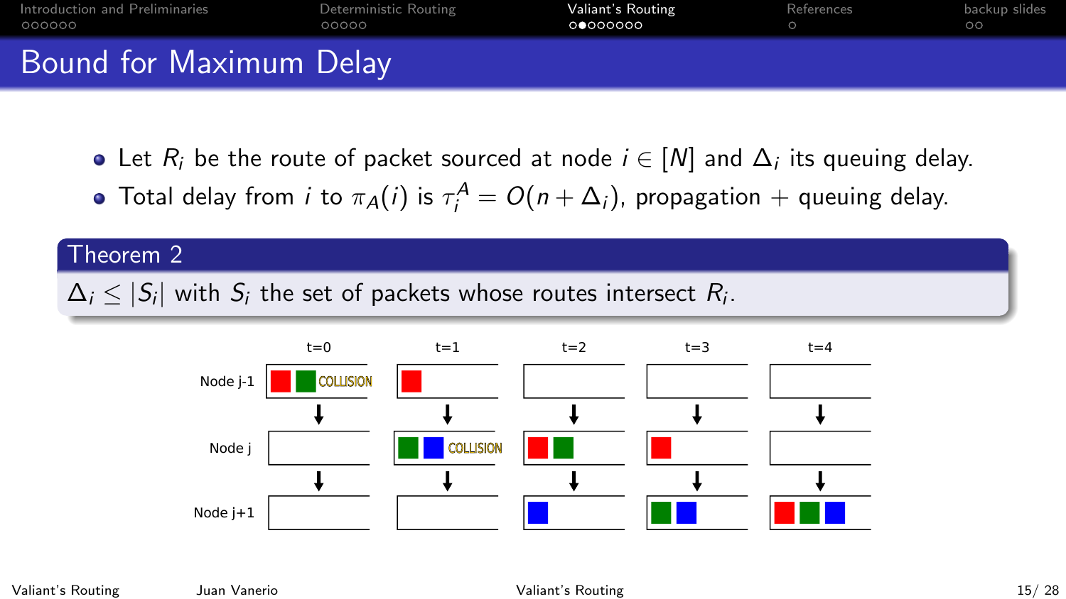# Bound for Maximum Delay

- Let $R_i$ be the route of packet sourced at node $i \in [N]$ and $\Delta_i$ its queuing delay.
- Total delay from $i$ to $\pi_A(i)$ is $\tau_i^A = O(n + \Delta_i)$, propagation + queuing delay.

**Theorem 2**

$\Delta_i \leq |S_i|$ with $S_i$ the set of packets whose routes intersect $R_i$.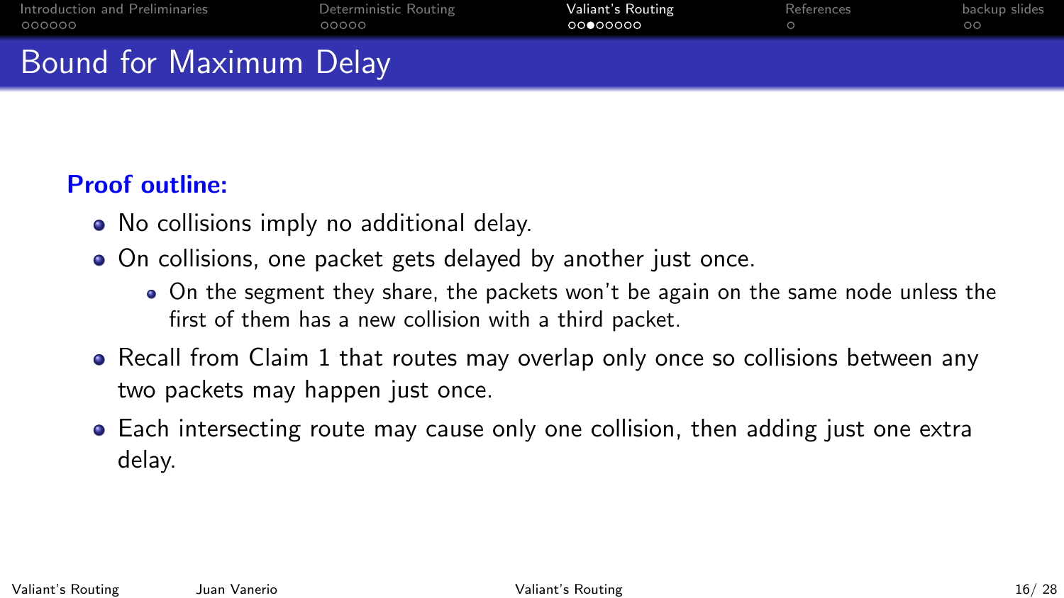# Bound for Maximum Delay

**Proof outline:**

- No collisions imply no additional delay.
- On collisions, one packet gets delayed by another just once.
  - On the segment they share, the packets won't be again on the same node unless the first of them has a new collision with a third packet.
- Recall from Claim 1 that routes may overlap only once so collisions between any two packets may happen just once.
- Each intersecting route may cause only one collision, then adding just one extra delay.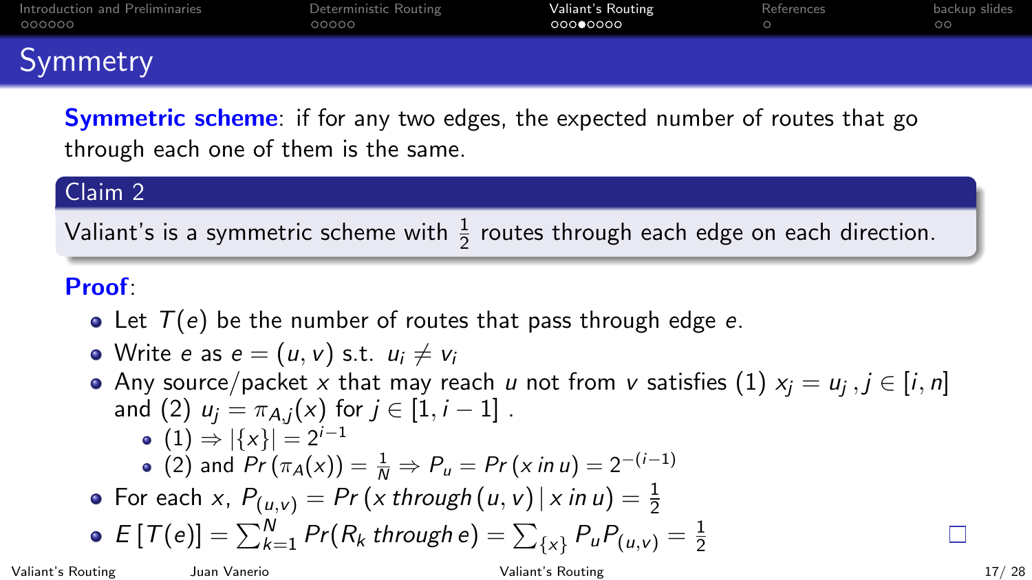# Symmetry

**Symmetric scheme**: if for any two edges, the expected number of routes that go through each one of them is the same.

**Claim 2**

Valiant's is a symmetric scheme with $\frac{1}{2}$ routes through each edge on each direction.

**Proof**:

- Let $T(e)$ be the number of routes that pass through edge $e$.
- Write $e$ as $e = (u, v)$ s.t. $u_i \neq v_i$
- Any source/packet $x$ that may reach $u$ not from $v$ satisfies (1) $x_j = u_j, j \in [i, n]$ and (2) $u_j = \pi_{A,j}(x)$ for $j \in [1, i-1]$ .
  - (1) $\Rightarrow |\{x\}| = 2^{i-1}$
  - (2) and $Pr(\pi_A(x)) = \frac{1}{N} \Rightarrow P_u = Pr(x\, in\, u) = 2^{-(i-1)}$
- For each $x$, $P_{(u,v)} = Pr(x\, through\, (u, v) \,|\, x\, in\, u) = \frac{1}{2}$
- $E[T(e)] = \sum_{k=1}^{N} Pr(R_k\, through\, e) = \sum_{\{x\}} P_u P_{(u,v)} = \frac{1}{2}$

□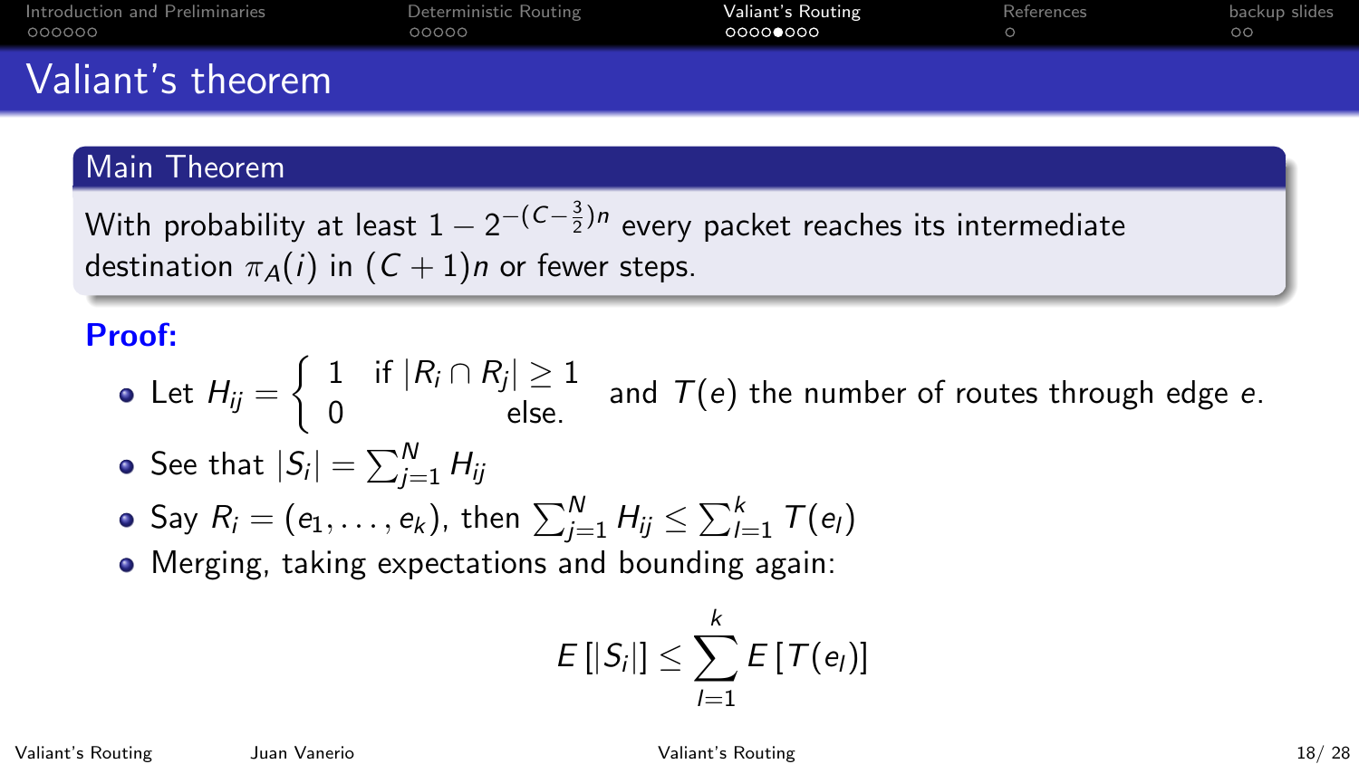# Valiant's theorem

**Main Theorem**

With probability at least $1 - 2^{-(C-\frac{3}{2})n}$ every packet reaches its intermediate destination $\pi_A(i)$ in $(C+1)n$ or fewer steps.

**Proof:**

- Let $H_{ij} = \begin{cases} 1 & \text{if } |R_i \cap R_j| \geq 1 \\ 0 & \text{else.} \end{cases}$ and $T(e)$ the number of routes through edge $e$.
- See that $|S_i| = \sum_{j=1}^{N} H_{ij}$
- Say $R_i = (e_1, \ldots, e_k)$, then $\sum_{j=1}^{N} H_{ij} \leq \sum_{l=1}^{k} T(e_l)$
- Merging, taking expectations and bounding again:

$$E\left[|S_i|\right] \leq \sum_{l=1}^{k} E\left[T(e_l)\right]$$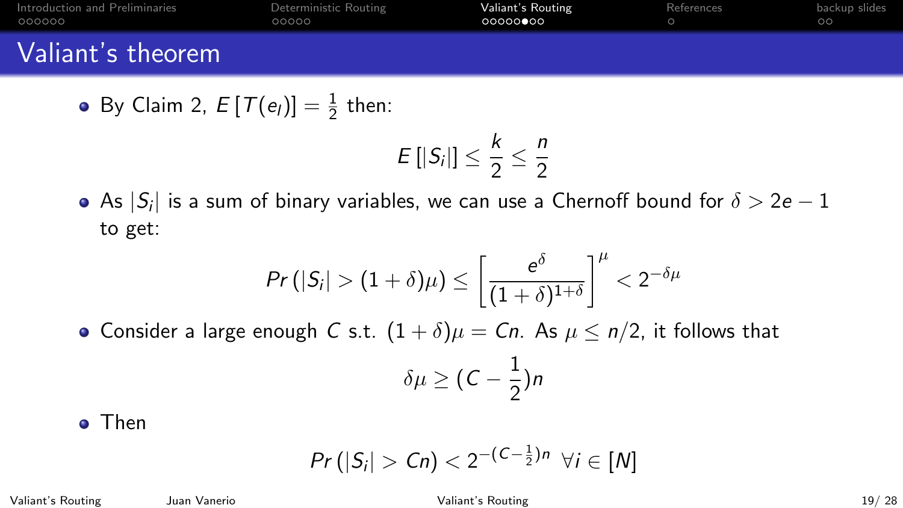# Valiant's theorem

- By Claim 2, $E\left[T(e_l)\right] = \frac{1}{2}$ then:

$$E\left[|S_i|\right] \leq \frac{k}{2} \leq \frac{n}{2}$$

- As $|S_i|$ is a sum of binary variables, we can use a Chernoff bound for $\delta > 2e - 1$ to get:

$$Pr\left(|S_i| > (1+\delta)\mu\right) \leq \left[\frac{e^{\delta}}{(1+\delta)^{1+\delta}}\right]^{\mu} < 2^{-\delta\mu}$$

- Consider a large enough $C$ s.t. $(1+\delta)\mu = Cn$. As $\mu \leq n/2$, it follows that

$$\delta\mu \geq (C - \frac{1}{2})n$$

- Then

$$Pr\left(|S_i| > Cn\right) < 2^{-(C-\frac{1}{2})n} \ \forall i \in [N]$$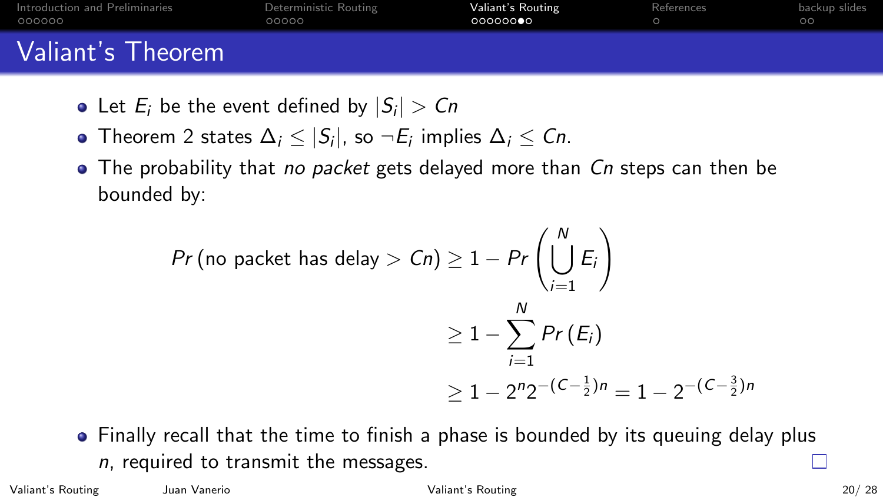# Valiant's Theorem

- Let $E_i$ be the event defined by $|S_i| > Cn$
- Theorem 2 states $\Delta_i \leq |S_i|$, so $\neg E_i$ implies $\Delta_i \leq Cn$.
- The probability that *no packet* gets delayed more than $Cn$ steps can then be bounded by:

$$
\begin{aligned}
Pr\left(\text{no packet has delay} > Cn\right) &\geq 1 - Pr\left(\bigcup_{i=1}^{N} E_i\right) \\
&\geq 1 - \sum_{i=1}^{N} Pr\left(E_i\right) \\
&\geq 1 - 2^n 2^{-\left(C-\frac{1}{2}\right)n} = 1 - 2^{-\left(C-\frac{3}{2}\right)n}
\end{aligned}
$$

- Finally recall that the time to finish a phase is bounded by its queuing delay plus $n$, required to transmit the messages. □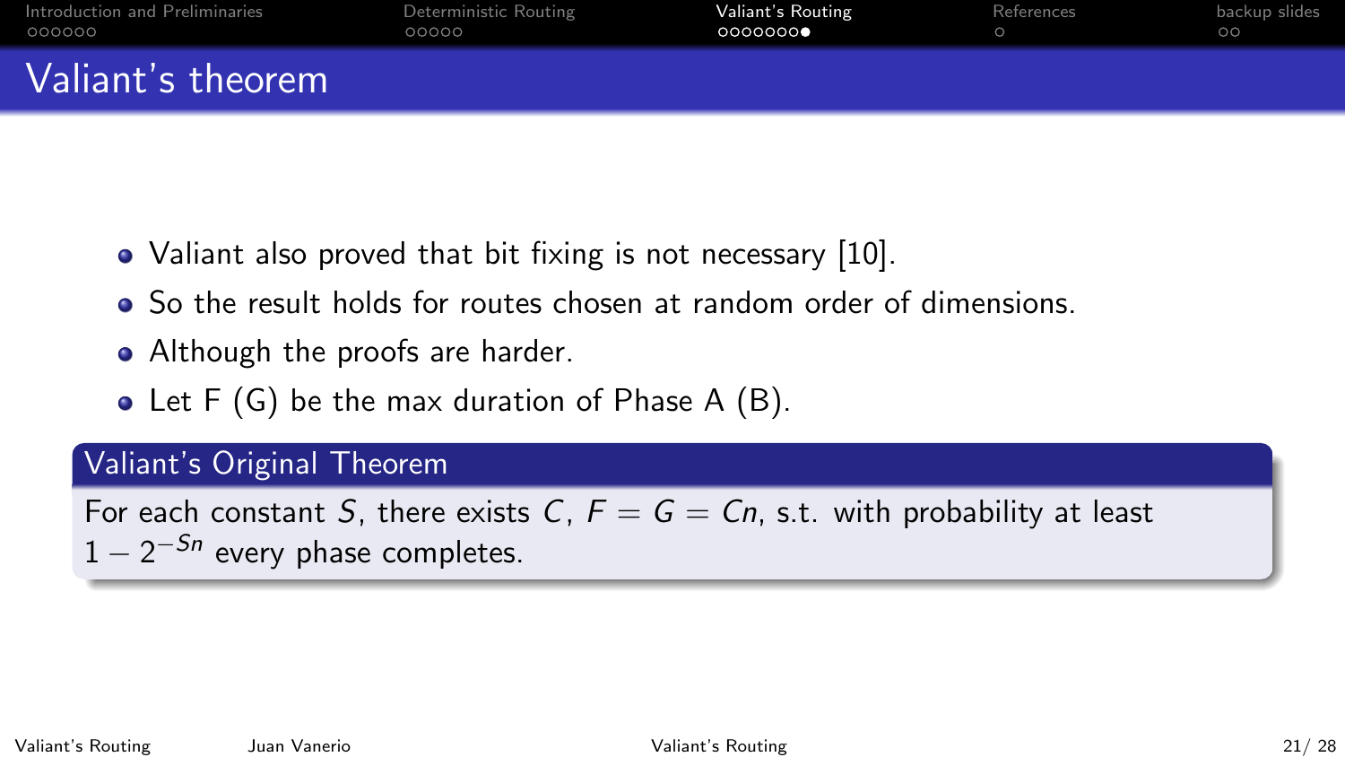# Valiant's theorem

- Valiant also proved that bit fixing is not necessary [10].
- So the result holds for routes chosen at random order of dimensions.
- Although the proofs are harder.
- Let F (G) be the max duration of Phase A (B).

**Valiant's Original Theorem**

For each constant $S$, there exists $C$, $F = G = Cn$, s.t. with probability at least $1 - 2^{-Sn}$ every phase completes.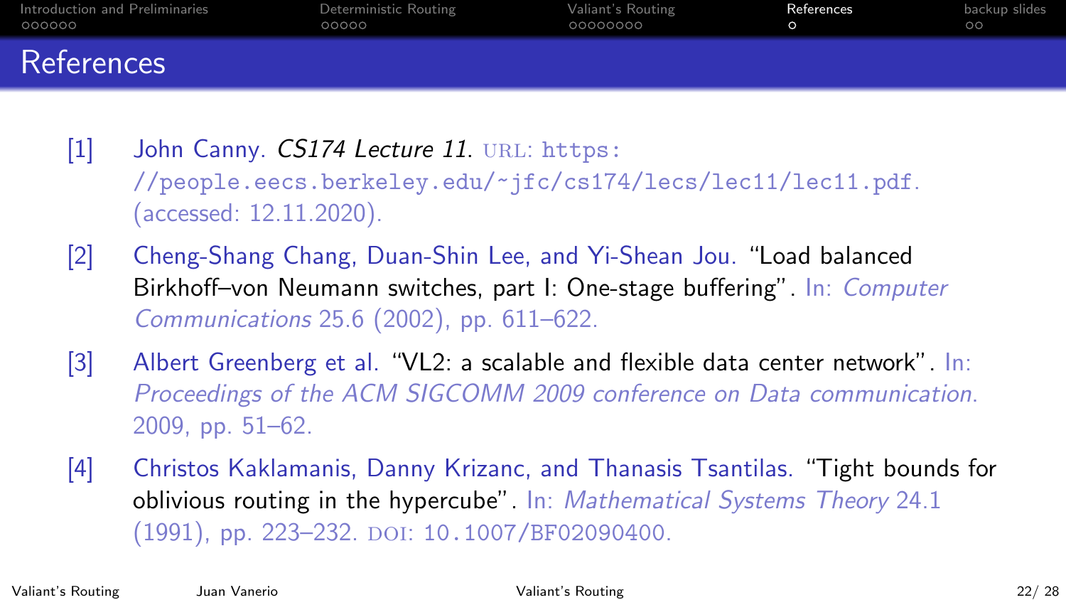## References

[1] John Canny. *CS174 Lecture 11*. URL: https://people.eecs.berkeley.edu/~jfc/cs174/lecs/lec11/lec11.pdf. (accessed: 12.11.2020).

[2] Cheng-Shang Chang, Duan-Shin Lee, and Yi-Shean Jou. "Load balanced Birkhoff–von Neumann switches, part I: One-stage buffering". In: *Computer Communications* 25.6 (2002), pp. 611–622.

[3] Albert Greenberg et al. "VL2: a scalable and flexible data center network". In: *Proceedings of the ACM SIGCOMM 2009 conference on Data communication*. 2009, pp. 51–62.

[4] Christos Kaklamanis, Danny Krizanc, and Thanasis Tsantilas. "Tight bounds for oblivious routing in the hypercube". In: *Mathematical Systems Theory* 24.1 (1991), pp. 223–232. DOI: 10.1007/BF02090400.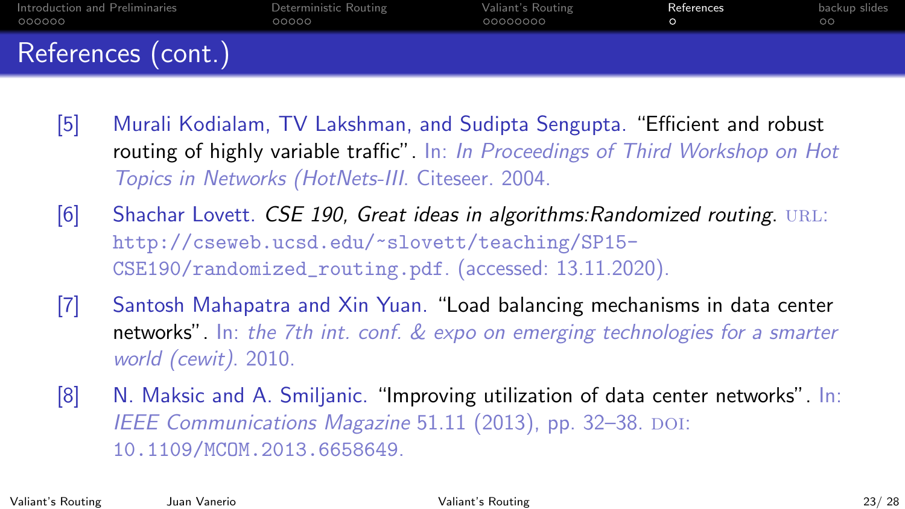# References (cont.)

[5] Murali Kodialam, TV Lakshman, and Sudipta Sengupta. "Efficient and robust routing of highly variable traffic". In: *In Proceedings of Third Workshop on Hot Topics in Networks (HotNets-III*. Citeseer. 2004.

[6] Shachar Lovett. *CSE 190, Great ideas in algorithms:Randomized routing*. URL: http://cseweb.ucsd.edu/~slovett/teaching/SP15-CSE190/randomized_routing.pdf. (accessed: 13.11.2020).

[7] Santosh Mahapatra and Xin Yuan. "Load balancing mechanisms in data center networks". In: *the 7th int. conf. & expo on emerging technologies for a smarter world (cewit)*. 2010.

[8] N. Maksic and A. Smiljanic. "Improving utilization of data center networks". In: *IEEE Communications Magazine* 51.11 (2013), pp. 32–38. DOI: 10.1109/MCOM.2013.6658649.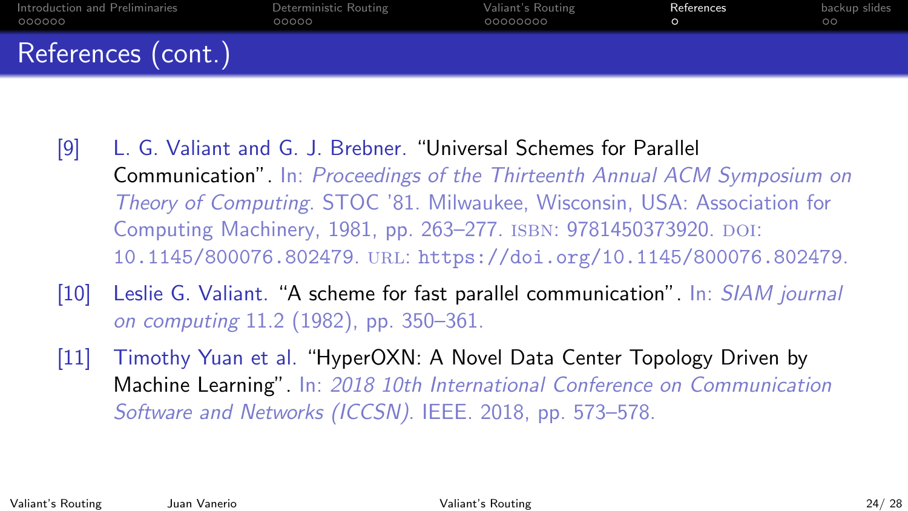# References (cont.)

[9] L. G. Valiant and G. J. Brebner. "Universal Schemes for Parallel Communication". In: *Proceedings of the Thirteenth Annual ACM Symposium on Theory of Computing*. STOC '81. Milwaukee, Wisconsin, USA: Association for Computing Machinery, 1981, pp. 263–277. ISBN: 9781450373920. DOI: 10.1145/800076.802479. URL: https://doi.org/10.1145/800076.802479.

[10] Leslie G. Valiant. "A scheme for fast parallel communication". In: *SIAM journal on computing* 11.2 (1982), pp. 350–361.

[11] Timothy Yuan et al. "HyperOXN: A Novel Data Center Topology Driven by Machine Learning". In: *2018 10th International Conference on Communication Software and Networks (ICCSN)*. IEEE. 2018, pp. 573–578.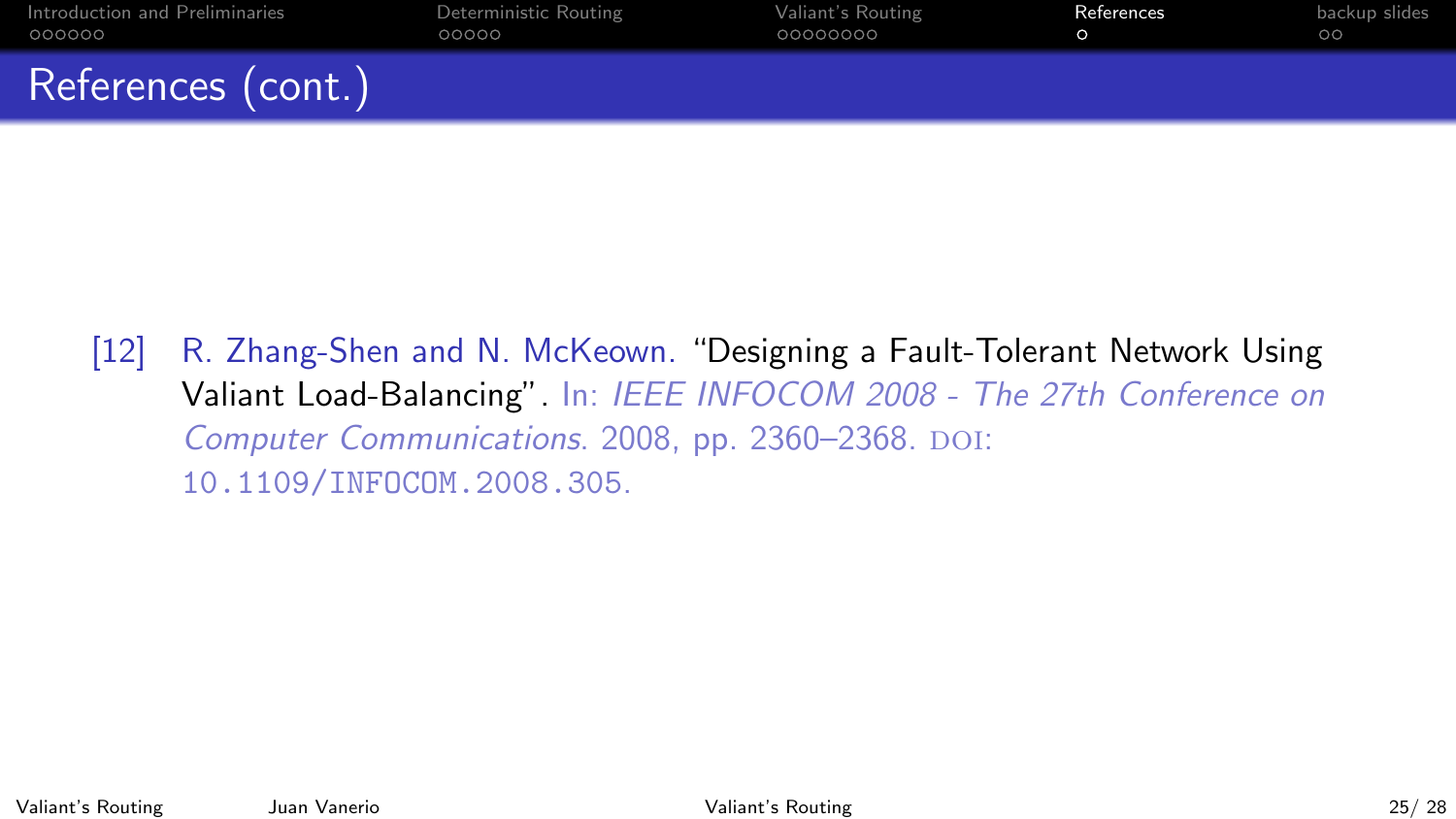# References (cont.)

[12] R. Zhang-Shen and N. McKeown. "Designing a Fault-Tolerant Network Using Valiant Load-Balancing". In: *IEEE INFOCOM 2008 - The 27th Conference on Computer Communications*. 2008, pp. 2360–2368. DOI: 10.1109/INFOCOM.2008.305.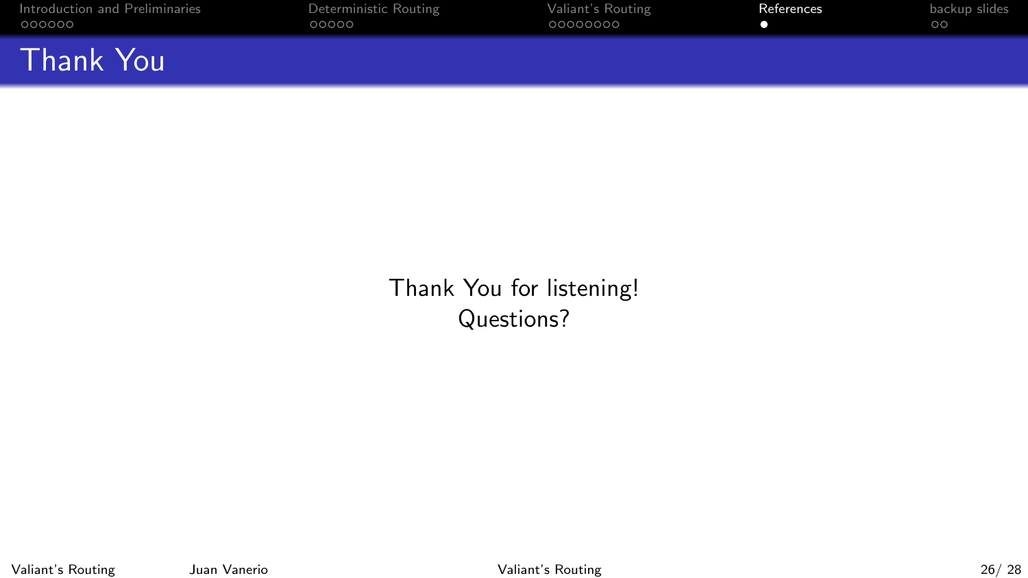# Thank You

Thank You for listening!
Questions?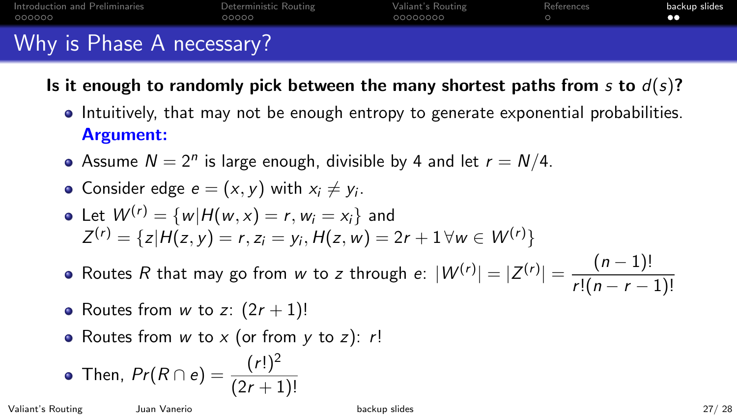# Why is Phase A necessary?

**Is it enough to randomly pick between the many shortest paths from $s$ to $d(s)$?**

- Intuitively, that may not be enough entropy to generate exponential probabilities. **Argument:**
- Assume $N = 2^n$ is large enough, divisible by 4 and let $r = N/4$.
- Consider edge $e = (x, y)$ with $x_i \neq y_i$.
- Let $W^{(r)} = \{w | H(w, x) = r, w_i = x_i\}$ and $Z^{(r)} = \{z | H(z, y) = r, z_i = y_i, H(z, w) = 2r + 1 \, \forall w \in W^{(r)}\}$
- Routes $R$ that may go from $w$ to $z$ through $e$: $|W^{(r)}| = |Z^{(r)}| = \dfrac{(n-1)!}{r!(n-r-1)!}$
- Routes from $w$ to $z$: $(2r+1)!$
- Routes from $w$ to $x$ (or from $y$ to $z$): $r!$
- Then, $Pr(R \cap e) = \dfrac{(r!)^2}{(2r+1)!}$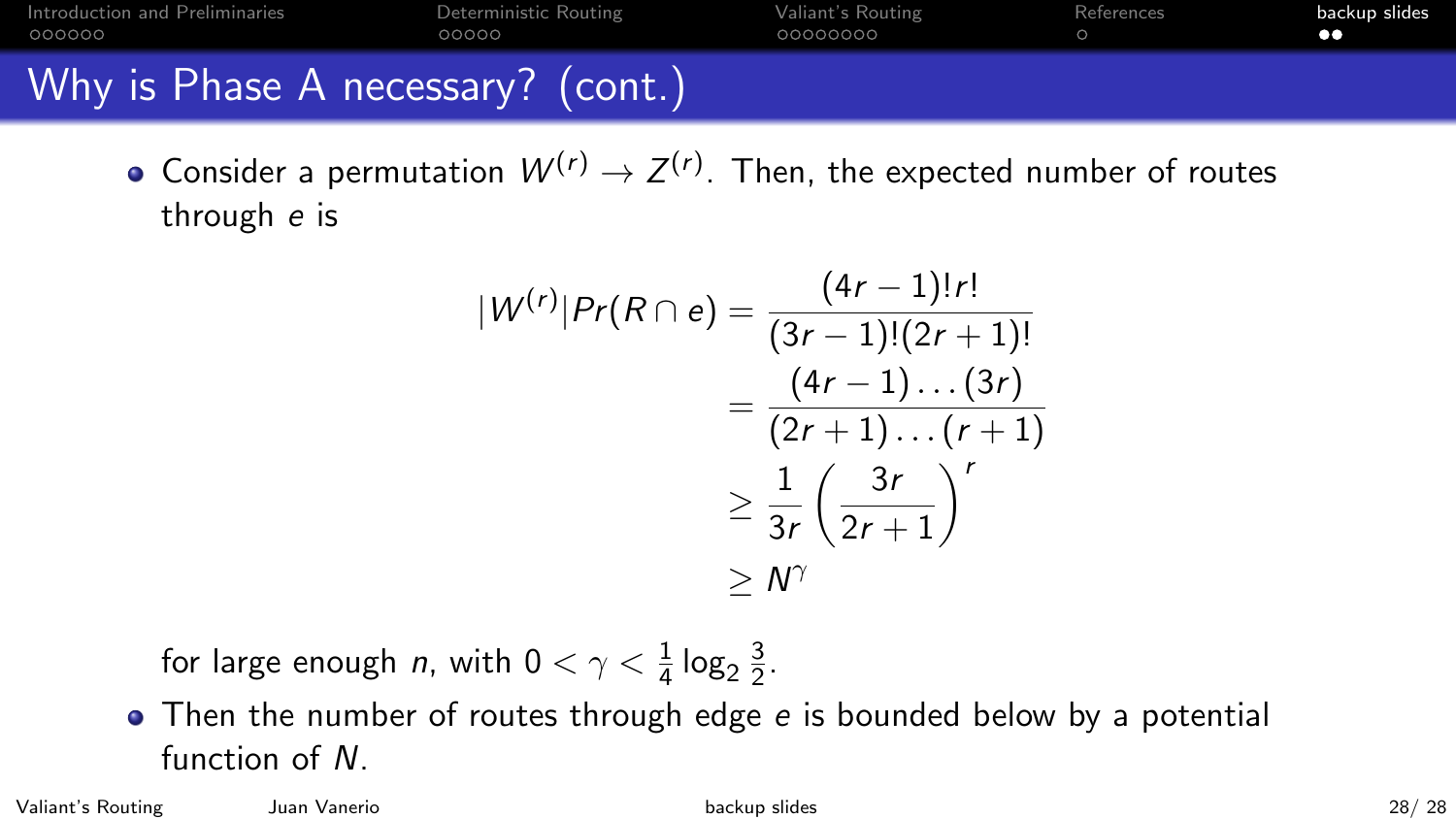# Why is Phase A necessary? (cont.)

- Consider a permutation $W^{(r)} \to Z^{(r)}$. Then, the expected number of routes through $e$ is

$$
\begin{aligned}
|W^{(r)}|Pr(R \cap e) &= \frac{(4r-1)!r!}{(3r-1)!(2r+1)!} \\
&= \frac{(4r-1)\dots(3r)}{(2r+1)\dots(r+1)} \\
&\geq \frac{1}{3r}\left(\frac{3r}{2r+1}\right)^{r} \\
&\geq N^{\gamma}
\end{aligned}
$$

  for large enough $n$, with $0 < \gamma < \frac{1}{4}\log_2 \frac{3}{2}$.

- Then the number of routes through edge $e$ is bounded below by a potential function of $N$.